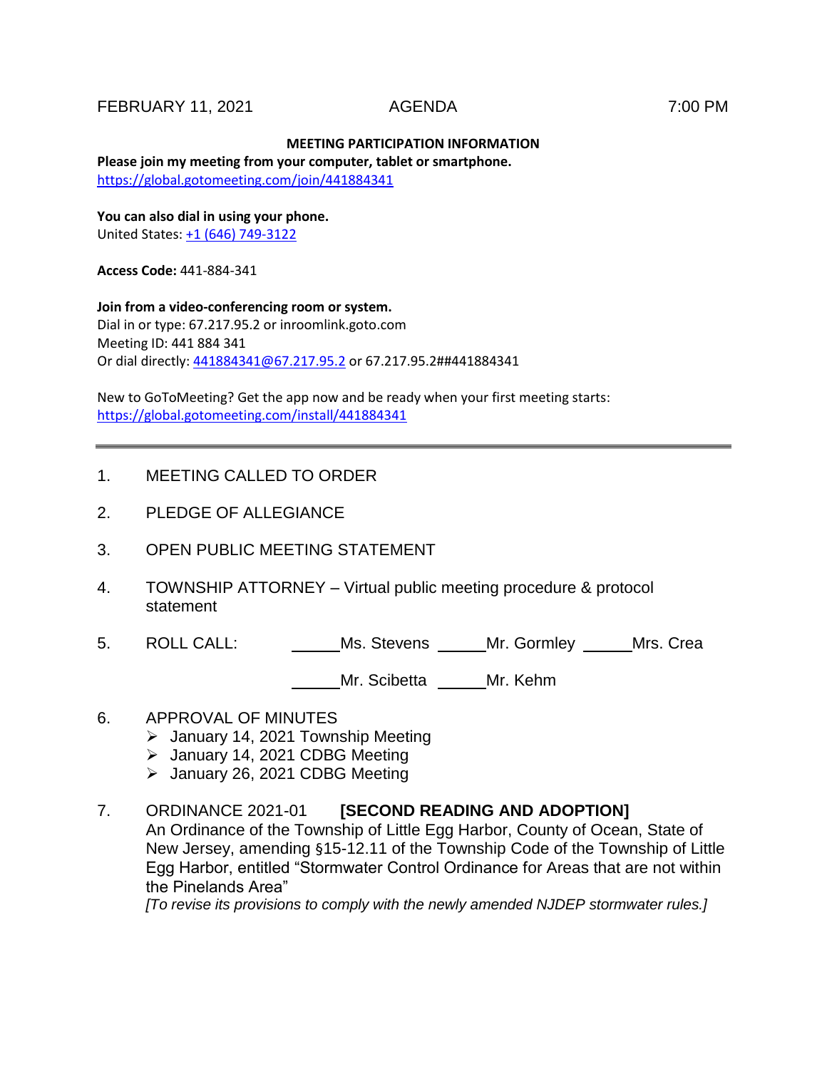FEBRUARY 11, 2021 AGENDA 7:00 PM

**MEETING PARTICIPATION INFORMATION**

**Please join my meeting from your computer, tablet or smartphone.**
https://global.gotomeeting.com/join/441884341

**You can also dial in using your phone.**
United States: +1 (646) 749-3122

**Access Code:** 441-884-341

**Join from a video-conferencing room or system.**
Dial in or type: 67.217.95.2 or inroomlink.goto.com
Meeting ID: 441 884 341
Or dial directly: 441884341@67.217.95.2 or 67.217.95.2##441884341

New to GoToMeeting? Get the app now and be ready when your first meeting starts:
https://global.gotomeeting.com/install/441884341

---

1. MEETING CALLED TO ORDER

2. PLEDGE OF ALLEGIANCE

3. OPEN PUBLIC MEETING STATEMENT

4. TOWNSHIP ATTORNEY – Virtual public meeting procedure & protocol statement

5. ROLL CALL: ______Ms. Stevens ______Mr. Gormley ______Mrs. Crea

   ______Mr. Scibetta ______Mr. Kehm

6. APPROVAL OF MINUTES
   - January 14, 2021 Township Meeting
   - January 14, 2021 CDBG Meeting
   - January 26, 2021 CDBG Meeting

7. ORDINANCE 2021-01 **[SECOND READING AND ADOPTION]**
   An Ordinance of the Township of Little Egg Harbor, County of Ocean, State of New Jersey, amending §15-12.11 of the Township Code of the Township of Little Egg Harbor, entitled "Stormwater Control Ordinance for Areas that are not within the Pinelands Area"
   *[To revise its provisions to comply with the newly amended NJDEP stormwater rules.]*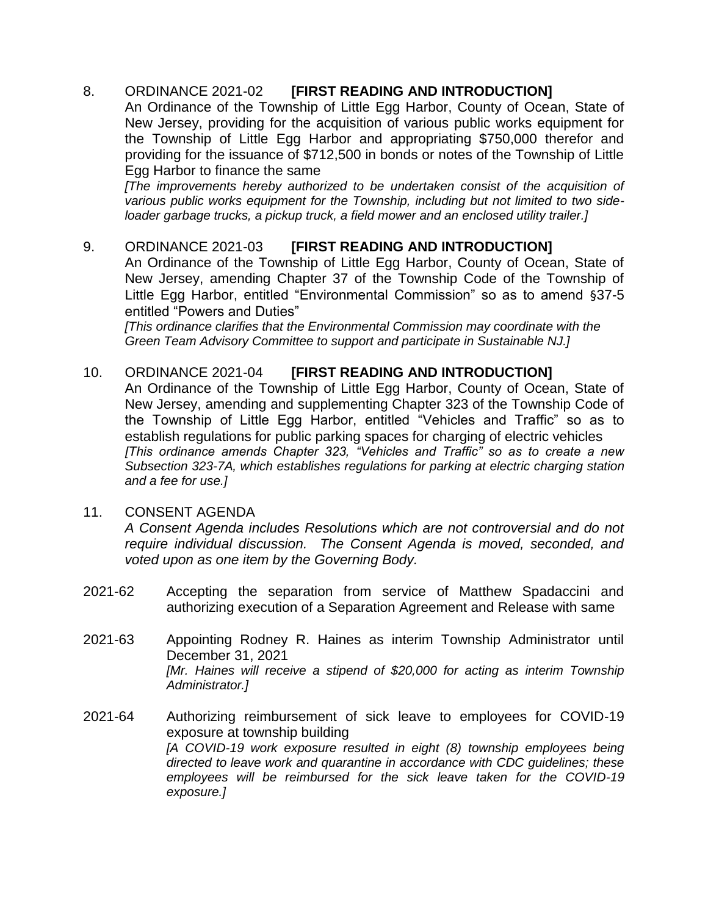8. ORDINANCE 2021-02 **[FIRST READING AND INTRODUCTION]**
   An Ordinance of the Township of Little Egg Harbor, County of Ocean, State of New Jersey, providing for the acquisition of various public works equipment for the Township of Little Egg Harbor and appropriating $750,000 therefor and providing for the issuance of $712,500 in bonds or notes of the Township of Little Egg Harbor to finance the same
   *[The improvements hereby authorized to be undertaken consist of the acquisition of various public works equipment for the Township, including but not limited to two side-loader garbage trucks, a pickup truck, a field mower and an enclosed utility trailer.]*

9. ORDINANCE 2021-03 **[FIRST READING AND INTRODUCTION]**
   An Ordinance of the Township of Little Egg Harbor, County of Ocean, State of New Jersey, amending Chapter 37 of the Township Code of the Township of Little Egg Harbor, entitled "Environmental Commission" so as to amend §37-5 entitled "Powers and Duties"
   *[This ordinance clarifies that the Environmental Commission may coordinate with the Green Team Advisory Committee to support and participate in Sustainable NJ.]*

10. ORDINANCE 2021-04 **[FIRST READING AND INTRODUCTION]**
    An Ordinance of the Township of Little Egg Harbor, County of Ocean, State of New Jersey, amending and supplementing Chapter 323 of the Township Code of the Township of Little Egg Harbor, entitled "Vehicles and Traffic" so as to establish regulations for public parking spaces for charging of electric vehicles
    *[This ordinance amends Chapter 323, "Vehicles and Traffic" so as to create a new Subsection 323-7A, which establishes regulations for parking at electric charging station and a fee for use.]*

11. CONSENT AGENDA
    *A Consent Agenda includes Resolutions which are not controversial and do not require individual discussion. The Consent Agenda is moved, seconded, and voted upon as one item by the Governing Body.*

2021-62 Accepting the separation from service of Matthew Spadaccini and authorizing execution of a Separation Agreement and Release with same

2021-63 Appointing Rodney R. Haines as interim Township Administrator until December 31, 2021
*[Mr. Haines will receive a stipend of $20,000 for acting as interim Township Administrator.]*

2021-64 Authorizing reimbursement of sick leave to employees for COVID-19 exposure at township building
*[A COVID-19 work exposure resulted in eight (8) township employees being directed to leave work and quarantine in accordance with CDC guidelines; these employees will be reimbursed for the sick leave taken for the COVID-19 exposure.]*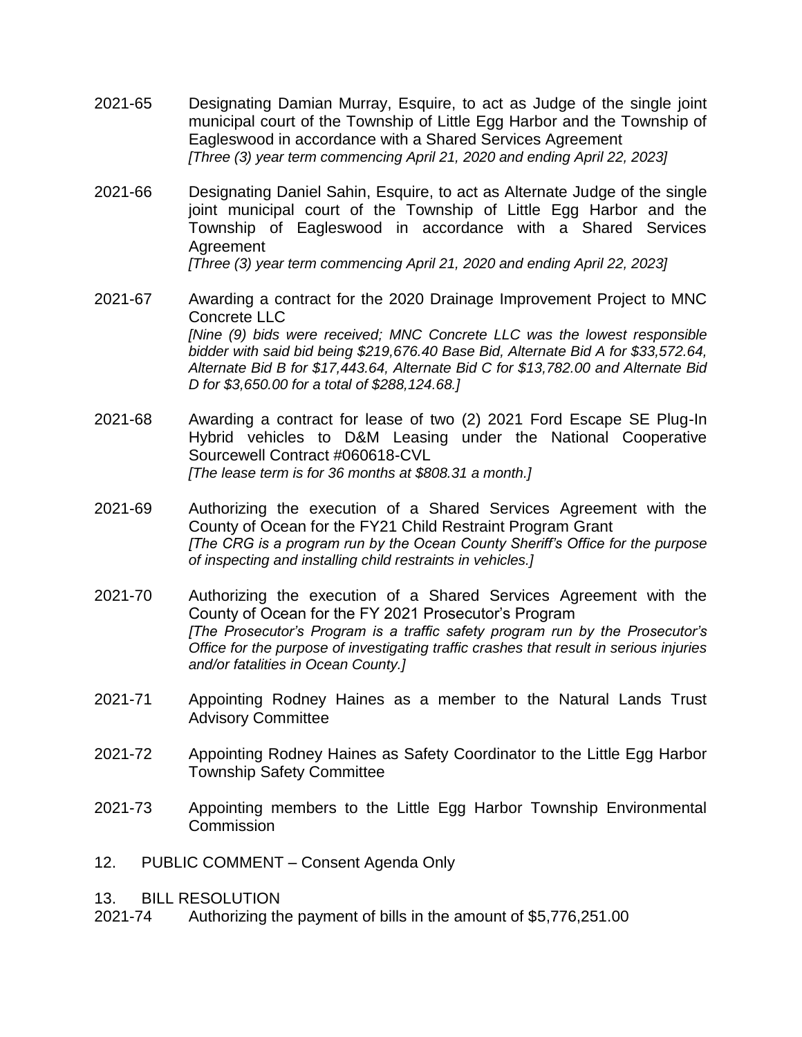2021-65 Designating Damian Murray, Esquire, to act as Judge of the single joint municipal court of the Township of Little Egg Harbor and the Township of Eagleswood in accordance with a Shared Services Agreement
*[Three (3) year term commencing April 21, 2020 and ending April 22, 2023]*

2021-66 Designating Daniel Sahin, Esquire, to act as Alternate Judge of the single joint municipal court of the Township of Little Egg Harbor and the Township of Eagleswood in accordance with a Shared Services Agreement
*[Three (3) year term commencing April 21, 2020 and ending April 22, 2023]*

2021-67 Awarding a contract for the 2020 Drainage Improvement Project to MNC Concrete LLC
*[Nine (9) bids were received; MNC Concrete LLC was the lowest responsible bidder with said bid being $219,676.40 Base Bid, Alternate Bid A for $33,572.64, Alternate Bid B for $17,443.64, Alternate Bid C for $13,782.00 and Alternate Bid D for $3,650.00 for a total of $288,124.68.]*

2021-68 Awarding a contract for lease of two (2) 2021 Ford Escape SE Plug-In Hybrid vehicles to D&M Leasing under the National Cooperative Sourcewell Contract #060618-CVL
*[The lease term is for 36 months at $808.31 a month.]*

2021-69 Authorizing the execution of a Shared Services Agreement with the County of Ocean for the FY21 Child Restraint Program Grant
*[The CRG is a program run by the Ocean County Sheriff's Office for the purpose of inspecting and installing child restraints in vehicles.]*

2021-70 Authorizing the execution of a Shared Services Agreement with the County of Ocean for the FY 2021 Prosecutor's Program
*[The Prosecutor's Program is a traffic safety program run by the Prosecutor's Office for the purpose of investigating traffic crashes that result in serious injuries and/or fatalities in Ocean County.]*

2021-71 Appointing Rodney Haines as a member to the Natural Lands Trust Advisory Committee

2021-72 Appointing Rodney Haines as Safety Coordinator to the Little Egg Harbor Township Safety Committee

2021-73 Appointing members to the Little Egg Harbor Township Environmental Commission

12. PUBLIC COMMENT – Consent Agenda Only

13. BILL RESOLUTION

2021-74 Authorizing the payment of bills in the amount of $5,776,251.00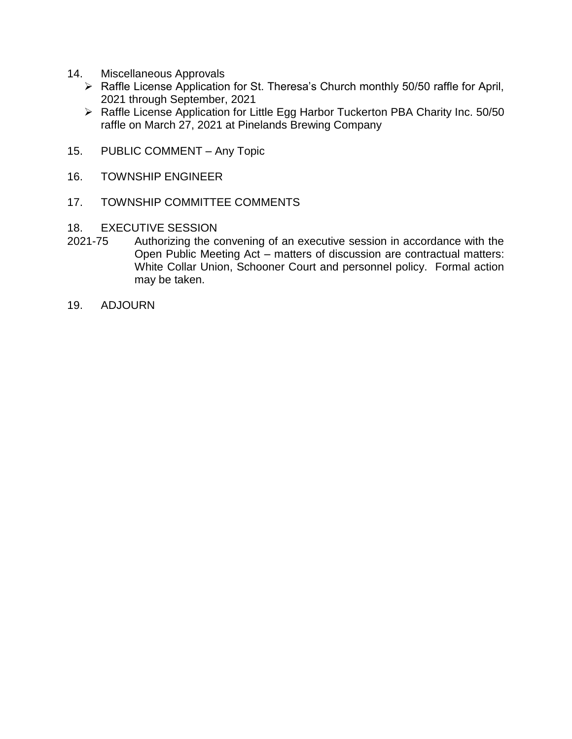14. Miscellaneous Approvals
    - Raffle License Application for St. Theresa's Church monthly 50/50 raffle for April, 2021 through September, 2021
    - Raffle License Application for Little Egg Harbor Tuckerton PBA Charity Inc. 50/50 raffle on March 27, 2021 at Pinelands Brewing Company

15. PUBLIC COMMENT – Any Topic

16. TOWNSHIP ENGINEER

17. TOWNSHIP COMMITTEE COMMENTS

18. EXECUTIVE SESSION

2021-75 Authorizing the convening of an executive session in accordance with the Open Public Meeting Act – matters of discussion are contractual matters: White Collar Union, Schooner Court and personnel policy. Formal action may be taken.

19. ADJOURN